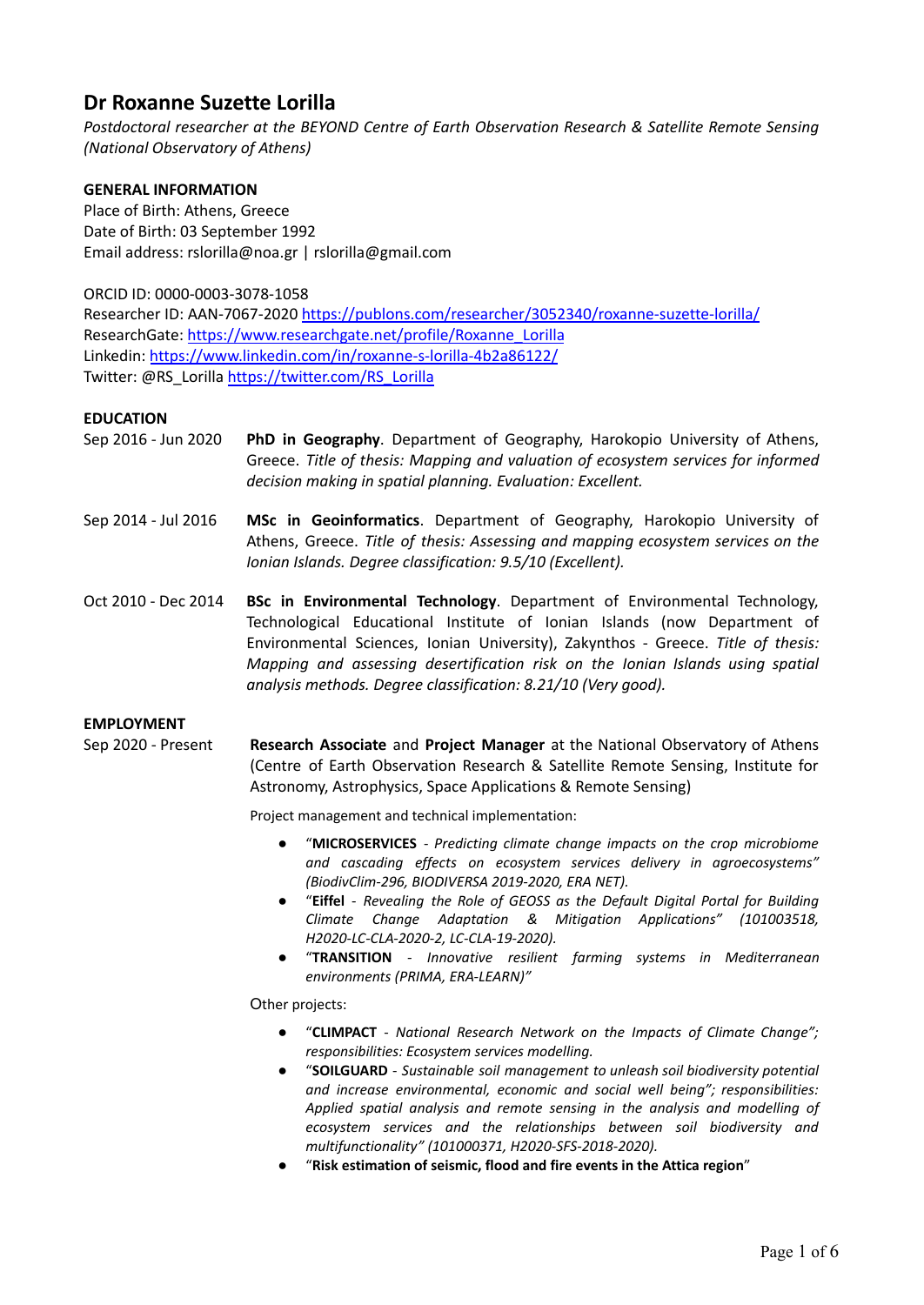# Dr Roxanne Suzette Lorilla

*Postdoctoral researcher at the BEYOND Centre of Earth Observation Research & Satellite Remote Sensing (National Observatory of Athens)*

## GENERAL INFORMATION

Place of Birth: Athens, Greece
Date of Birth: 03 September 1992
Email address: rslorilla@noa.gr | rslorilla@gmail.com

ORCID ID: 0000-0003-3078-1058
Researcher ID: AAN-7067-2020 https://publons.com/researcher/3052340/roxanne-suzette-lorilla/
ResearchGate: https://www.researchgate.net/profile/Roxanne_Lorilla
Linkedin: https://www.linkedin.com/in/roxanne-s-lorilla-4b2a86122/
Twitter: @RS_Lorilla https://twitter.com/RS_Lorilla

## EDUCATION

**Sep 2016 - Jun 2020** — **PhD in Geography**. Department of Geography, Harokopio University of Athens, Greece. *Title of thesis: Mapping and valuation of ecosystem services for informed decision making in spatial planning. Evaluation: Excellent.*

**Sep 2014 - Jul 2016** — **MSc in Geoinformatics**. Department of Geography, Harokopio University of Athens, Greece. *Title of thesis: Assessing and mapping ecosystem services on the Ionian Islands. Degree classification: 9.5/10 (Excellent).*

**Oct 2010 - Dec 2014** — **BSc in Environmental Technology**. Department of Environmental Technology, Technological Educational Institute of Ionian Islands (now Department of Environmental Sciences, Ionian University), Zakynthos - Greece. *Title of thesis: Mapping and assessing desertification risk on the Ionian Islands using spatial analysis methods. Degree classification: 8.21/10 (Very good).*

## EMPLOYMENT

**Sep 2020 - Present** — **Research Associate** and **Project Manager** at the National Observatory of Athens (Centre of Earth Observation Research & Satellite Remote Sensing, Institute for Astronomy, Astrophysics, Space Applications & Remote Sensing)

Project management and technical implementation:

- "**MICROSERVICES** - *Predicting climate change impacts on the crop microbiome and cascading effects on ecosystem services delivery in agroecosystems" (BiodivClim-296, BIODIVERSA 2019-2020, ERA NET).*
- "**Eiffel** - *Revealing the Role of GEOSS as the Default Digital Portal for Building Climate Change Adaptation & Mitigation Applications" (101003518, H2020-LC-CLA-2020-2, LC-CLA-19-2020).*
- "**TRANSITION** - *Innovative resilient farming systems in Mediterranean environments (PRIMA, ERA-LEARN)"*

Other projects:

- "**CLIMPACT** - *National Research Network on the Impacts of Climate Change"; responsibilities: Ecosystem services modelling.*
- "**SOILGUARD** - *Sustainable soil management to unleash soil biodiversity potential and increase environmental, economic and social well being"; responsibilities: Applied spatial analysis and remote sensing in the analysis and modelling of ecosystem services and the relationships between soil biodiversity and multifunctionality" (101000371, H2020-SFS-2018-2020).*
- "**Risk estimation of seismic, flood and fire events in the Attica region**"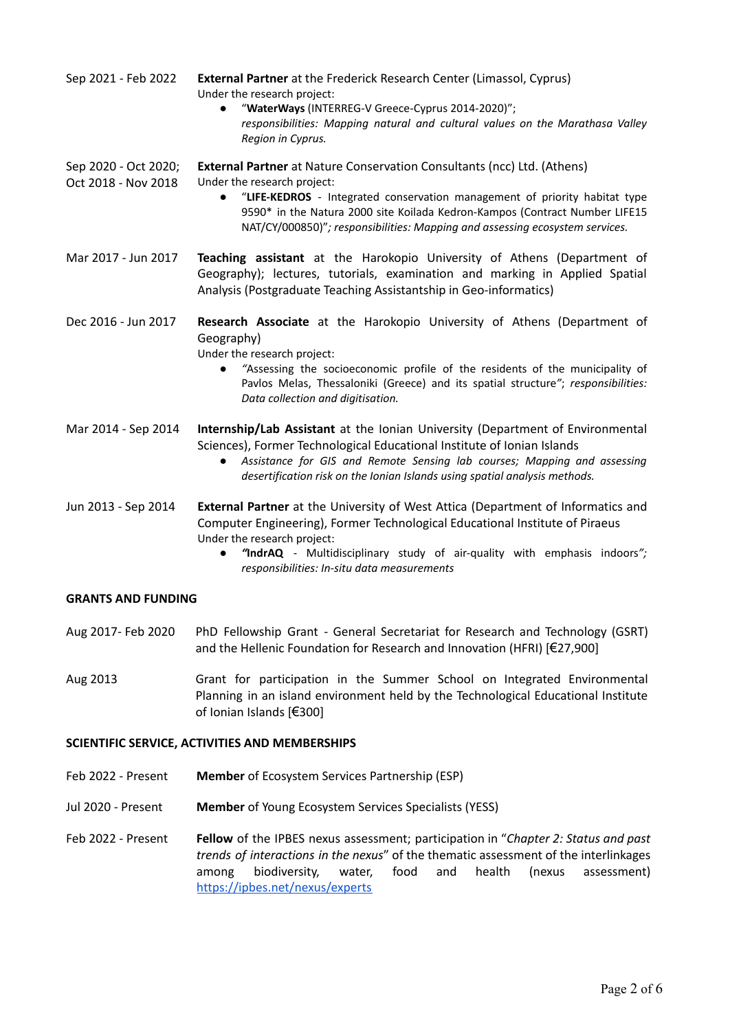Sep 2021 - Feb 2022 **External Partner** at the Frederick Research Center (Limassol, Cyprus)
Under the research project:

- "**WaterWays** (INTERREG-V Greece-Cyprus 2014-2020)"; *responsibilities: Mapping natural and cultural values on the Marathasa Valley Region in Cyprus.*

Sep 2020 - Oct 2020; Oct 2018 - Nov 2018 **External Partner** at Nature Conservation Consultants (ncc) Ltd. (Athens)
Under the research project:

- "**LIFE-KEDROS** - Integrated conservation management of priority habitat type 9590* in the Natura 2000 site Koilada Kedron-Kampos (Contract Number LIFE15 NAT/CY/000850)"*; responsibilities: Mapping and assessing ecosystem services.*

Mar 2017 - Jun 2017 **Teaching assistant** at the Harokopio University of Athens (Department of Geography); lectures, tutorials, examination and marking in Applied Spatial Analysis (Postgraduate Teaching Assistantship in Geo-informatics)

Dec 2016 - Jun 2017 **Research Associate** at the Harokopio University of Athens (Department of Geography)
Under the research project:

- *"Assessing the socioeconomic profile of the residents of the municipality of Pavlos Melas, Thessaloniki (Greece) and its spatial structure"*; *responsibilities: Data collection and digitisation.*

Mar 2014 - Sep 2014 **Internship/Lab Assistant** at the Ionian University (Department of Environmental Sciences), Former Technological Educational Institute of Ionian Islands

- *Assistance for GIS and Remote Sensing lab courses; Mapping and assessing desertification risk on the Ionian Islands using spatial analysis methods.*

Jun 2013 - Sep 2014 **External Partner** at the University of West Attica (Department of Informatics and Computer Engineering), Former Technological Educational Institute of Piraeus
Under the research project:

- ***"IndrAQ*** - Multidisciplinary study of air-quality with emphasis indoors*"; responsibilities: In-situ data measurements*

**GRANTS AND FUNDING**

Aug 2017- Feb 2020 PhD Fellowship Grant - General Secretariat for Research and Technology (GSRT) and the Hellenic Foundation for Research and Innovation (HFRI) [€27,900]

Aug 2013 Grant for participation in the Summer School on Integrated Environmental Planning in an island environment held by the Technological Educational Institute of Ionian Islands [€300]

**SCIENTIFIC SERVICE, ACTIVITIES AND MEMBERSHIPS**

Feb 2022 - Present **Member** of Ecosystem Services Partnership (ESP)

Jul 2020 - Present **Member** of Young Ecosystem Services Specialists (YESS)

Feb 2022 - Present **Fellow** of the IPBES nexus assessment; participation in "*Chapter 2: Status and past trends of interactions in the nexus*" of the thematic assessment of the interlinkages among biodiversity, water, food and health (nexus assessment) https://ipbes.net/nexus/experts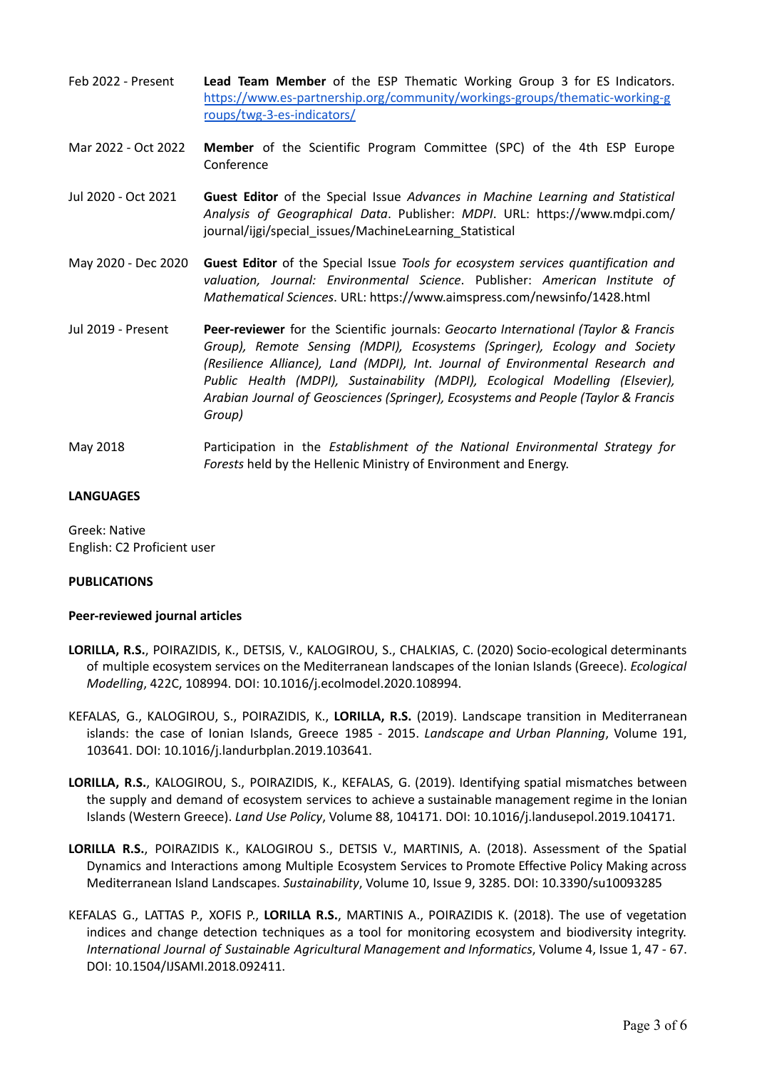Feb 2022 - Present **Lead Team Member** of the ESP Thematic Working Group 3 for ES Indicators. https://www.es-partnership.org/community/workings-groups/thematic-working-groups/twg-3-es-indicators/

Mar 2022 - Oct 2022 **Member** of the Scientific Program Committee (SPC) of the 4th ESP Europe Conference

Jul 2020 - Oct 2021 **Guest Editor** of the Special Issue *Advances in Machine Learning and Statistical Analysis of Geographical Data*. Publisher: *MDPI*. URL: https://www.mdpi.com/journal/ijgi/special_issues/MachineLearning_Statistical

May 2020 - Dec 2020 **Guest Editor** of the Special Issue *Tools for ecosystem services quantification and valuation, Journal: Environmental Science*. Publisher: *American Institute of Mathematical Sciences*. URL: https://www.aimspress.com/newsinfo/1428.html

Jul 2019 - Present **Peer-reviewer** for the Scientific journals: *Geocarto International (Taylor & Francis Group), Remote Sensing (MDPI), Ecosystems (Springer), Ecology and Society (Resilience Alliance), Land (MDPI), Int. Journal of Environmental Research and Public Health (MDPI), Sustainability (MDPI), Ecological Modelling (Elsevier), Arabian Journal of Geosciences (Springer), Ecosystems and People (Taylor & Francis Group)*

May 2018 Participation in the *Establishment of the National Environmental Strategy for Forests* held by the Hellenic Ministry of Environment and Energy.

**LANGUAGES**

Greek: Native
English: C2 Proficient user

**PUBLICATIONS**

**Peer-reviewed journal articles**

**LORILLA, R.S.**, POIRAZIDIS, K., DETSIS, V., KALOGIROU, S., CHALKIAS, C. (2020) Socio-ecological determinants of multiple ecosystem services on the Mediterranean landscapes of the Ionian Islands (Greece). *Ecological Modelling*, 422C, 108994. DOI: 10.1016/j.ecolmodel.2020.108994.

KEFALAS, G., KALOGIROU, S., POIRAZIDIS, K., **LORILLA, R.S.** (2019). Landscape transition in Mediterranean islands: the case of Ionian Islands, Greece 1985 - 2015. *Landscape and Urban Planning*, Volume 191, 103641. DOI: 10.1016/j.landurbplan.2019.103641.

**LORILLA, R.S.**, KALOGIROU, S., POIRAZIDIS, K., KEFALAS, G. (2019). Identifying spatial mismatches between the supply and demand of ecosystem services to achieve a sustainable management regime in the Ionian Islands (Western Greece). *Land Use Policy*, Volume 88, 104171. DOI: 10.1016/j.landusepol.2019.104171.

**LORILLA R.S.**, POIRAZIDIS K., KALOGIROU S., DETSIS V., MARTINIS, A. (2018). Assessment of the Spatial Dynamics and Interactions among Multiple Ecosystem Services to Promote Effective Policy Making across Mediterranean Island Landscapes. *Sustainability*, Volume 10, Issue 9, 3285. DOI: 10.3390/su10093285

KEFALAS G., LATTAS P., XOFIS P., **LORILLA R.S.**, MARTINIS A., POIRAZIDIS K. (2018). The use of vegetation indices and change detection techniques as a tool for monitoring ecosystem and biodiversity integrity. *International Journal of Sustainable Agricultural Management and Informatics*, Volume 4, Issue 1, 47 - 67. DOI: 10.1504/IJSAMI.2018.092411.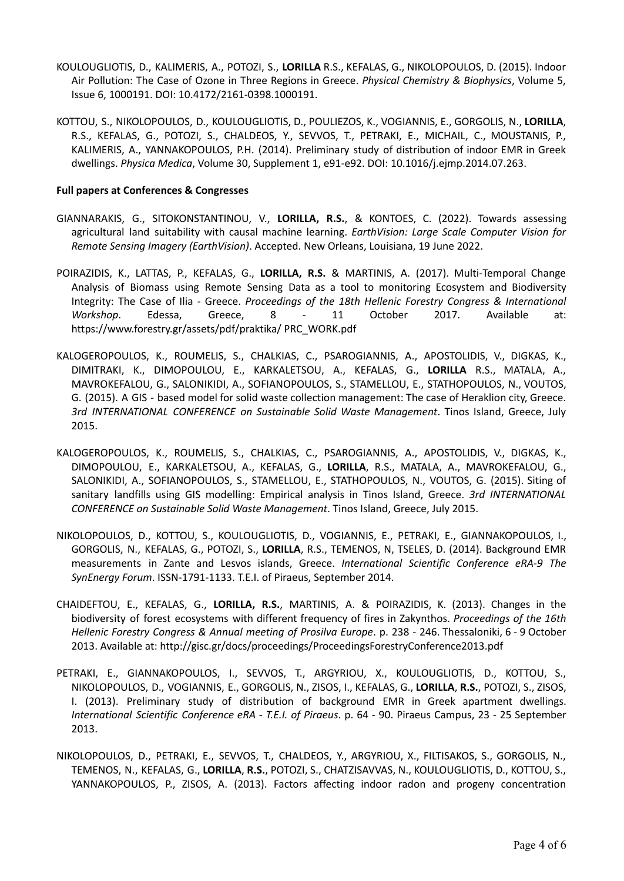KOULOUGLIOTIS, D., KALIMERIS, A., POTOZI, S., **LORILLA** R.S., KEFALAS, G., NIKOLOPOULOS, D. (2015). Indoor Air Pollution: The Case of Ozone in Three Regions in Greece. *Physical Chemistry & Biophysics*, Volume 5, Issue 6, 1000191. DOI: 10.4172/2161-0398.1000191.

KOTTOU, S., NIKOLOPOULOS, D., KOULOUGLIOTIS, D., POULIEZOS, K., VOGIANNIS, E., GORGOLIS, N., **LORILLA**, R.S., KEFALAS, G., POTOZI, S., CHALDEOS, Y., SEVVOS, T., PETRAKI, E., MICHAIL, C., MOUSTANIS, P., KALIMERIS, A., YANNAKOPOULOS, P.H. (2014). Preliminary study of distribution of indoor EMR in Greek dwellings. *Physica Medica*, Volume 30, Supplement 1, e91-e92. DOI: 10.1016/j.ejmp.2014.07.263.

**Full papers at Conferences & Congresses**

GIANNARAKIS, G., SITOKONSTANTINOU, V., **LORILLA, R.S.**, & KONTOES, C. (2022). Towards assessing agricultural land suitability with causal machine learning. *EarthVision: Large Scale Computer Vision for Remote Sensing Imagery (EarthVision)*. Accepted. New Orleans, Louisiana, 19 June 2022.

POIRAZIDIS, K., LATTAS, P., KEFALAS, G., **LORILLA, R.S.** & MARTINIS, A. (2017). Multi-Temporal Change Analysis of Biomass using Remote Sensing Data as a tool to monitoring Ecosystem and Biodiversity Integrity: The Case of Ilia - Greece. *Proceedings of the 18th Hellenic Forestry Congress & International Workshop*. Edessa, Greece, 8 - 11 October 2017. Available at: https://www.forestry.gr/assets/pdf/praktika/ PRC_WORK.pdf

KALOGEROPOULOS, K., ROUMELIS, S., CHALKIAS, C., PSAROGIANNIS, A., APOSTOLIDIS, V., DIGKAS, K., DIMITRAKI, K., DIMOPOULOU, E., KARKALETSOU, A., KEFALAS, G., **LORILLA** R.S., MATALA, A., MAVROKEFALOU, G., SALONIKIDI, A., SOFIANOPOULOS, S., STAMELLOU, E., STATHOPOULOS, N., VOUTOS, G. (2015). A GIS - based model for solid waste collection management: The case of Heraklion city, Greece. *3rd INTERNATIONAL CONFERENCE on Sustainable Solid Waste Management*. Tinos Island, Greece, July 2015.

KALOGEROPOULOS, K., ROUMELIS, S., CHALKIAS, C., PSAROGIANNIS, A., APOSTOLIDIS, V., DIGKAS, K., DIMOPOULOU, E., KARKALETSOU, A., KEFALAS, G., **LORILLA**, R.S., MATALA, A., MAVROKEFALOU, G., SALONIKIDI, A., SOFIANOPOULOS, S., STAMELLOU, E., STATHOPOULOS, N., VOUTOS, G. (2015). Siting of sanitary landfills using GIS modelling: Empirical analysis in Tinos Island, Greece. *3rd INTERNATIONAL CONFERENCE on Sustainable Solid Waste Management*. Tinos Island, Greece, July 2015.

NIKOLOPOULOS, D., KOTTOU, S., KOULOUGLIOTIS, D., VOGIANNIS, E., PETRAKI, E., GIANNAKOPOULOS, I., GORGOLIS, N., KEFALAS, G., POTOZI, S., **LORILLA**, R.S., TEMENOS, N, TSELES, D. (2014). Background EMR measurements in Zante and Lesvos islands, Greece. *International Scientific Conference eRA-9 The SynEnergy Forum*. ISSN-1791-1133. T.E.I. of Piraeus, September 2014.

CHAIDEFTOU, E., KEFALAS, G., **LORILLA, R.S.**, MARTINIS, A. & POIRAZIDIS, K. (2013). Changes in the biodiversity of forest ecosystems with different frequency of fires in Zakynthos. *Proceedings of the 16th Hellenic Forestry Congress & Annual meeting of Prosilva Europe*. p. 238 - 246. Thessaloniki, 6 - 9 October 2013. Available at: http://gisc.gr/docs/proceedings/ProceedingsForestryConference2013.pdf

PETRAKI, E., GIANNAKOPOULOS, I., SEVVOS, T., ARGYRIOU, X., KOULOUGLIOTIS, D., KOTTOU, S., NIKOLOPOULOS, D., VOGIANNIS, E., GORGOLIS, N., ZISOS, I., KEFALAS, G., **LORILLA**, **R.S.**, POTOZI, S., ZISOS, I. (2013). Preliminary study of distribution of background EMR in Greek apartment dwellings. *International Scientific Conference eRA - T.E.I. of Piraeus*. p. 64 - 90. Piraeus Campus, 23 - 25 September 2013.

NIKOLOPOULOS, D., PETRAKI, E., SEVVOS, T., CHALDEOS, Y., ARGYRIOU, X., FILTISAKOS, S., GORGOLIS, N., TEMENOS, N., KEFALAS, G., **LORILLA**, **R.S.**, POTOZI, S., CHATZISAVVAS, N., KOULOUGLIOTIS, D., KOTTOU, S., YANNAKOPOULOS, P., ZISOS, A. (2013). Factors affecting indoor radon and progeny concentration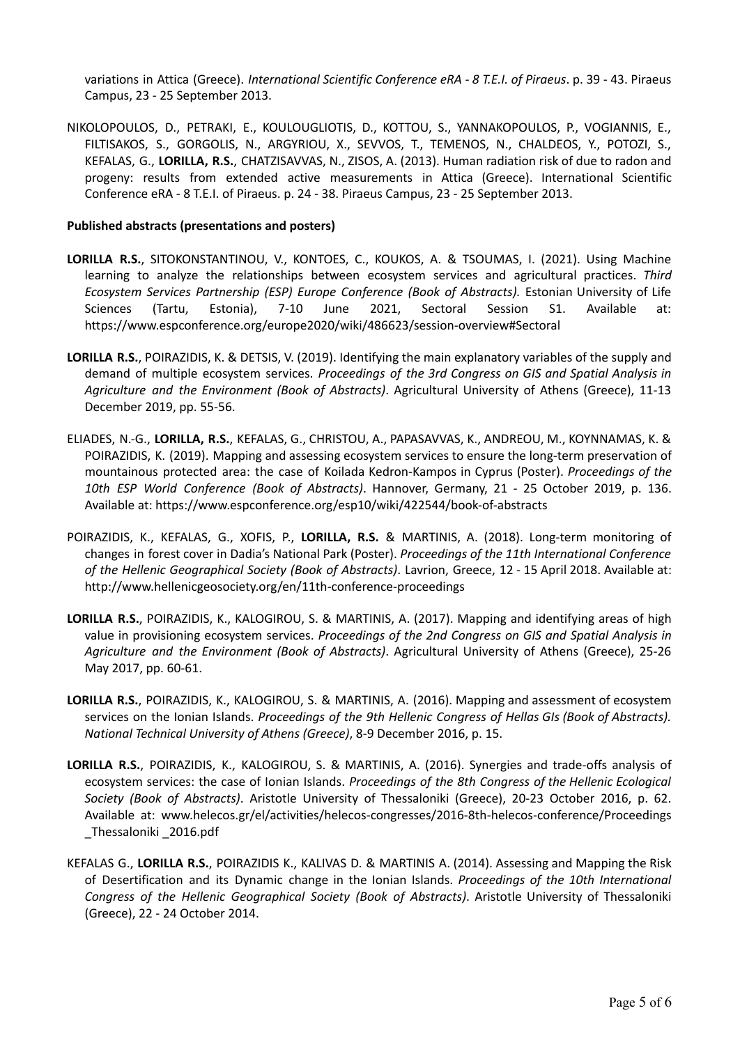variations in Attica (Greece). *International Scientific Conference eRA - 8 T.E.I. of Piraeus*. p. 39 - 43. Piraeus Campus, 23 - 25 September 2013.

NIKOLOPOULOS, D., PETRAKI, E., KOULOUGLIOTIS, D., KOTTOU, S., YANNAKOPOULOS, P., VOGIANNIS, E., FILTISAKOS, S., GORGOLIS, N., ARGYRIOU, X., SEVVOS, T., TEMENOS, N., CHALDEOS, Y., POTOZI, S., KEFALAS, G., **LORILLA, R.S.**, CHATZISAVVAS, N., ZISOS, A. (2013). Human radiation risk of due to radon and progeny: results from extended active measurements in Attica (Greece). International Scientific Conference eRA - 8 T.E.I. of Piraeus. p. 24 - 38. Piraeus Campus, 23 - 25 September 2013.

**Published abstracts (presentations and posters)**

**LORILLA R.S.**, SITOKONSTANTINOU, V., KONTOES, C., KOUKOS, A. & TSOUMAS, I. (2021). Using Machine learning to analyze the relationships between ecosystem services and agricultural practices. *Third Ecosystem Services Partnership (ESP) Europe Conference (Book of Abstracts).* Estonian University of Life Sciences (Tartu, Estonia), 7-10 June 2021, Sectoral Session S1. Available at: https://www.espconference.org/europe2020/wiki/486623/session-overview#Sectoral

**LORILLA R.S.**, POIRAZIDIS, K. & DETSIS, V. (2019). Identifying the main explanatory variables of the supply and demand of multiple ecosystem services. *Proceedings of the 3rd Congress on GIS and Spatial Analysis in Agriculture and the Environment (Book of Abstracts)*. Agricultural University of Athens (Greece), 11-13 December 2019, pp. 55-56.

ELIADES, N.-G., **LORILLA, R.S.**, KEFALAS, G., CHRISTOU, A., PAPASAVVAS, K., ANDREOU, M., KOYNNAMAS, K. & POIRAZIDIS, K. (2019). Mapping and assessing ecosystem services to ensure the long-term preservation of mountainous protected area: the case of Koilada Kedron-Kampos in Cyprus (Poster). *Proceedings of the 10th ESP World Conference (Book of Abstracts)*. Hannover, Germany, 21 - 25 October 2019, p. 136. Available at: https://www.espconference.org/esp10/wiki/422544/book-of-abstracts

POIRAZIDIS, K., KEFALAS, G., XOFIS, P., **LORILLA, R.S.** & MARTINIS, A. (2018). Long-term monitoring of changes in forest cover in Dadia's National Park (Poster). *Proceedings of the 11th International Conference of the Hellenic Geographical Society (Book of Abstracts)*. Lavrion, Greece, 12 - 15 April 2018. Available at: http://www.hellenicgeosociety.org/en/11th-conference-proceedings

**LORILLA R.S.**, POIRAZIDIS, K., KALOGIROU, S. & MARTINIS, A. (2017). Mapping and identifying areas of high value in provisioning ecosystem services. *Proceedings of the 2nd Congress on GIS and Spatial Analysis in Agriculture and the Environment (Book of Abstracts)*. Agricultural University of Athens (Greece), 25-26 May 2017, pp. 60-61.

**LORILLA R.S.**, POIRAZIDIS, K., KALOGIROU, S. & MARTINIS, A. (2016). Mapping and assessment of ecosystem services on the Ionian Islands. *Proceedings of the 9th Hellenic Congress of Hellas GIs (Book of Abstracts). National Technical University of Athens (Greece)*, 8-9 December 2016, p. 15.

**LORILLA R.S.**, POIRAZIDIS, K., KALOGIROU, S. & MARTINIS, A. (2016). Synergies and trade-offs analysis of ecosystem services: the case of Ionian Islands. *Proceedings of the 8th Congress of the Hellenic Ecological Society (Book of Abstracts)*. Aristotle University of Thessaloniki (Greece), 20-23 October 2016, p. 62. Available at: www.helecos.gr/el/activities/helecos-congresses/2016-8th-helecos-conference/Proceedings _Thessaloniki _2016.pdf

KEFALAS G., **LORILLA R.S.**, POIRAZIDIS K., KALIVAS D. & MARTINIS A. (2014). Assessing and Mapping the Risk of Desertification and its Dynamic change in the Ionian Islands. *Proceedings of the 10th International Congress of the Hellenic Geographical Society (Book of Abstracts)*. Aristotle University of Thessaloniki (Greece), 22 - 24 October 2014.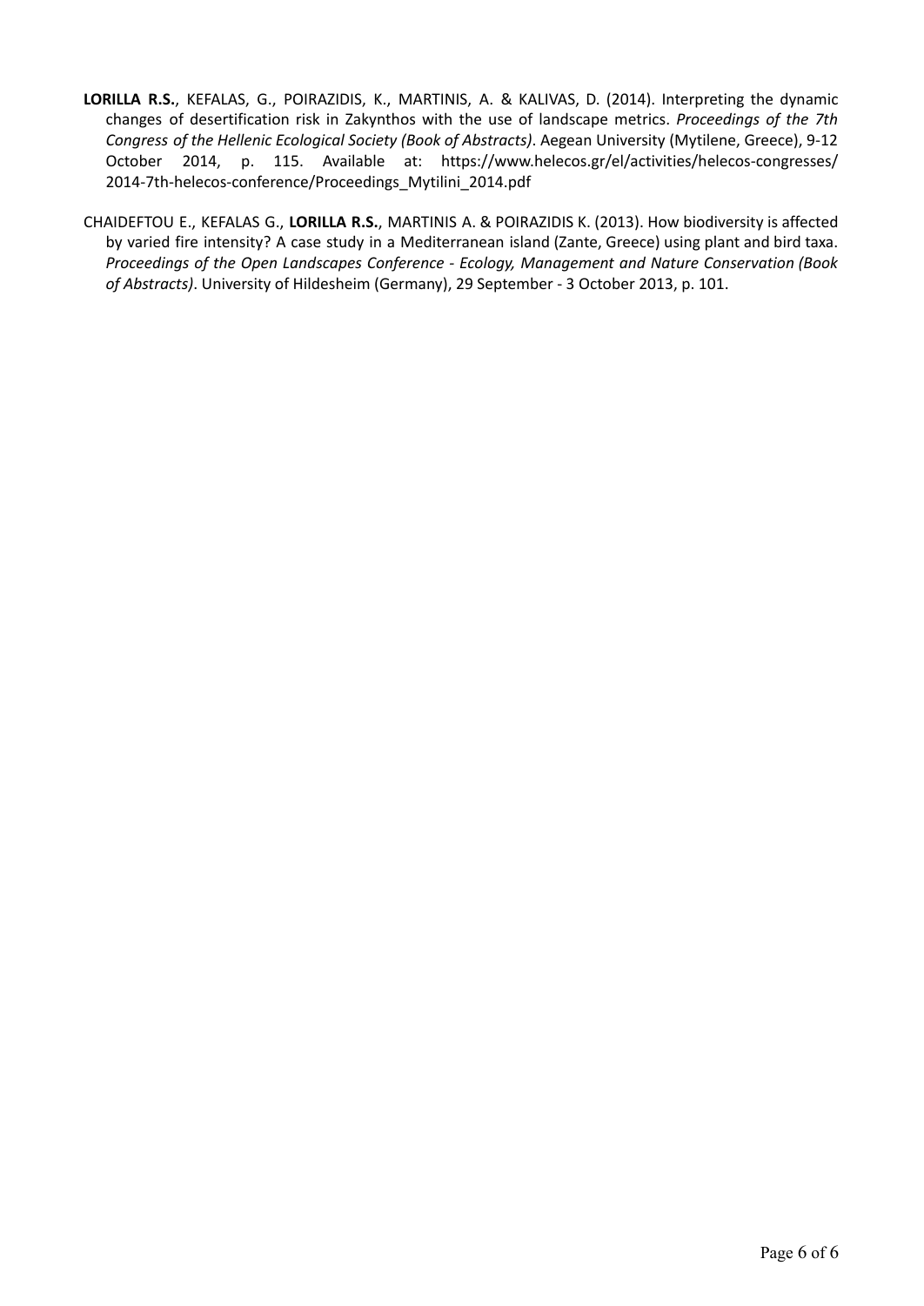**LORILLA R.S.**, KEFALAS, G., POIRAZIDIS, K., MARTINIS, A. & KALIVAS, D. (2014). Interpreting the dynamic changes of desertification risk in Zakynthos with the use of landscape metrics. *Proceedings of the 7th Congress of the Hellenic Ecological Society (Book of Abstracts)*. Aegean University (Mytilene, Greece), 9-12 October 2014, p. 115. Available at: https://www.helecos.gr/el/activities/helecos-congresses/2014-7th-helecos-conference/Proceedings_Mytilini_2014.pdf

CHAIDEFTOU E., KEFALAS G., **LORILLA R.S.**, MARTINIS A. & POIRAZIDIS K. (2013). How biodiversity is affected by varied fire intensity? A case study in a Mediterranean island (Zante, Greece) using plant and bird taxa. *Proceedings of the Open Landscapes Conference - Ecology, Management and Nature Conservation (Book of Abstracts)*. University of Hildesheim (Germany), 29 September - 3 October 2013, p. 101.